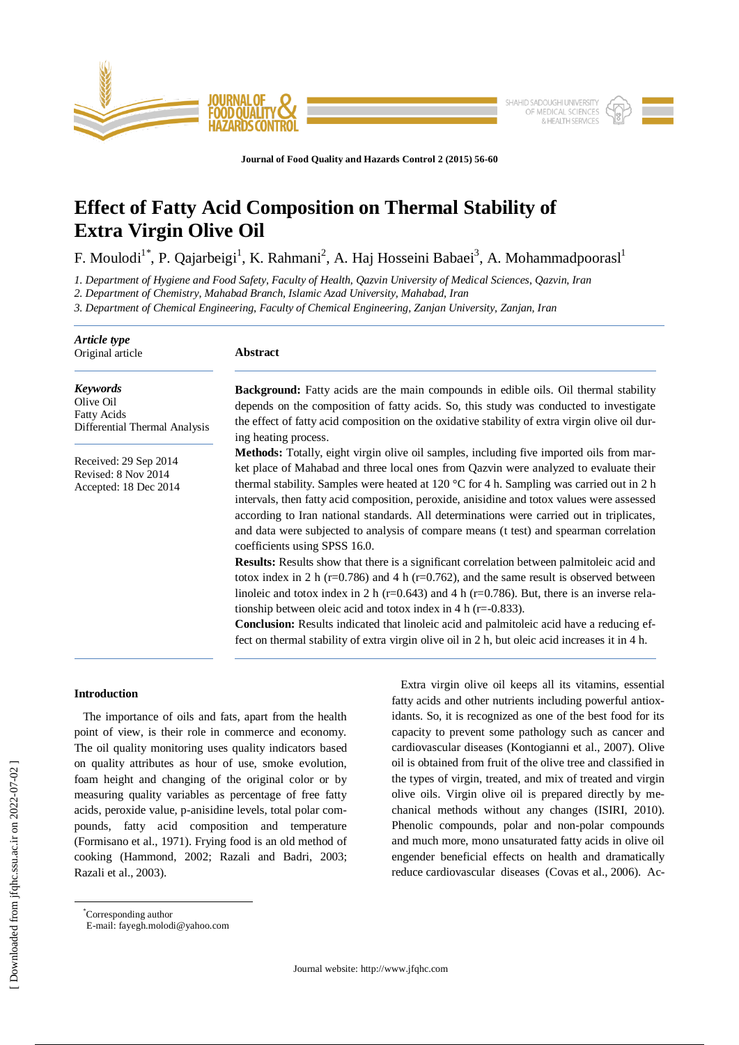# Effect of Fatty Acid Composition on Thermal Stability of Extra Virgin Olive Oil

F. Moulodi[1*], P. Qajarbeigi[1], K. Rahmani[2], A. Haj Hosseini Babaei[3], A. Mohammadpoorasl[1]

*1. Department of Hygiene and Food Safety, Faculty of Health, Qazvin University of Medical Sciences, Qazvin, Iran*
*2. Department of Chemistry, Mahabad Branch, Islamic Azad University, Mahabad, Iran*
*3. Department of Chemical Engineering, Faculty of Chemical Engineering, Zanjan University, Zanjan, Iran*

***Article type***
Original article

***Keywords***
Olive Oil
Fatty Acids
Differential Thermal Analysis

Received: 29 Sep 2014
Revised: 8 Nov 2014
Accepted: 18 Dec 2014

**Abstract**

**Background:** Fatty acids are the main compounds in edible oils. Oil thermal stability depends on the composition of fatty acids. So, this study was conducted to investigate the effect of fatty acid composition on the oxidative stability of extra virgin olive oil during heating process.

**Methods:** Totally, eight virgin olive oil samples, including five imported oils from market place of Mahabad and three local ones from Qazvin were analyzed to evaluate their thermal stability. Samples were heated at 120 °C for 4 h. Sampling was carried out in 2 h intervals, then fatty acid composition, peroxide, anisidine and totox values were assessed according to Iran national standards. All determinations were carried out in triplicates, and data were subjected to analysis of compare means (t test) and spearman correlation coefficients using SPSS 16.0.

**Results:** Results show that there is a significant correlation between palmitoleic acid and totox index in 2 h (r=0.786) and 4 h (r=0.762), and the same result is observed between linoleic and totox index in 2 h (r=0.643) and 4 h (r=0.786). But, there is an inverse relationship between oleic acid and totox index in 4 h (r=-0.833).

**Conclusion:** Results indicated that linoleic acid and palmitoleic acid have a reducing effect on thermal stability of extra virgin olive oil in 2 h, but oleic acid increases it in 4 h.

## Introduction

The importance of oils and fats, apart from the health point of view, is their role in commerce and economy. The oil quality monitoring uses quality indicators based on quality attributes as hour of use, smoke evolution, foam height and changing of the original color or by measuring quality variables as percentage of free fatty acids, peroxide value, p-anisidine levels, total polar compounds, fatty acid composition and temperature (Formisano et al., 1971). Frying food is an old method of cooking (Hammond, 2002; Razali and Badri, 2003; Razali et al., 2003).

Extra virgin olive oil keeps all its vitamins, essential fatty acids and other nutrients including powerful antioxidants. So, it is recognized as one of the best food for its capacity to prevent some pathology such as cancer and cardiovascular diseases (Kontogianni et al., 2007). Olive oil is obtained from fruit of the olive tree and classified in the types of virgin, treated, and mix of treated and virgin olive oils. Virgin olive oil is prepared directly by mechanical methods without any changes (ISIRI, 2010). Phenolic compounds, polar and non-polar compounds and much more, mono unsaturated fatty acids in olive oil engender beneficial effects on health and dramatically reduce cardiovascular diseases (Covas et al., 2006). Ac-

[*]Corresponding author
E-mail: fayegh.molodi@yahoo.com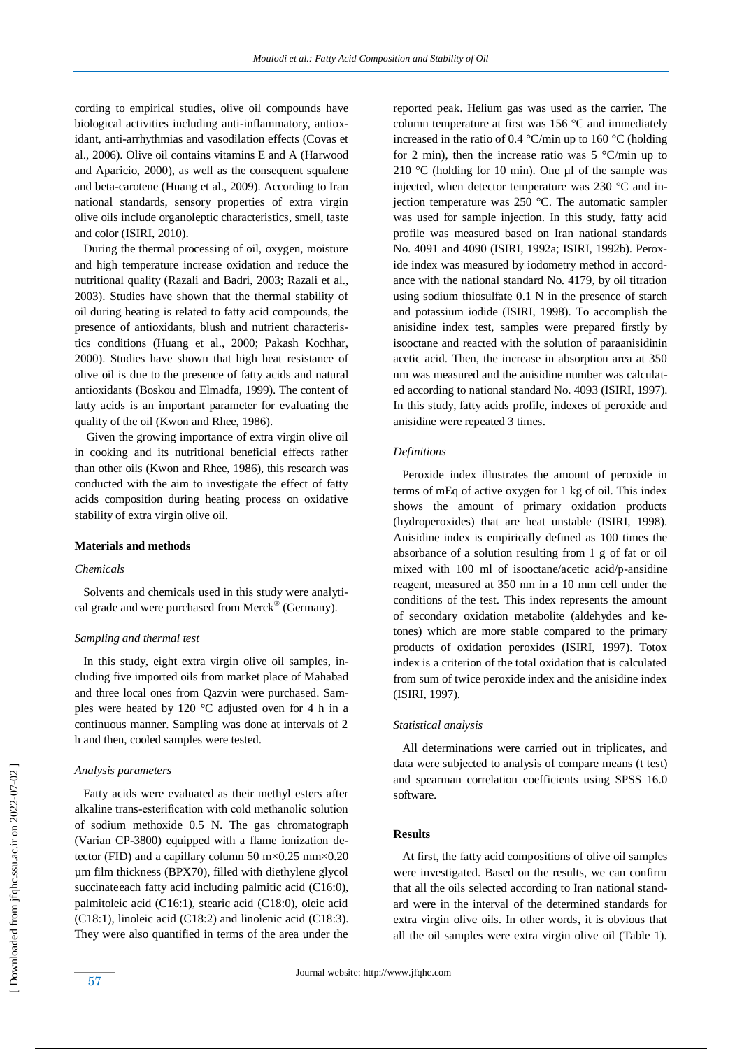cording to empirical studies, olive oil compounds have biological activities including anti-inflammatory, antioxidant, anti-arrhythmias and vasodilation effects (Covas et al., 2006). Olive oil contains vitamins E and A (Harwood and Aparicio, 2000), as well as the consequent squalene and beta-carotene (Huang et al., 2009). According to Iran national standards, sensory properties of extra virgin olive oils include organoleptic characteristics, smell, taste and color (ISIRI, 2010).

During the thermal processing of oil, oxygen, moisture and high temperature increase oxidation and reduce the nutritional quality (Razali and Badri, 2003; Razali et al., 2003). Studies have shown that the thermal stability of oil during heating is related to fatty acid compounds, the presence of antioxidants, blush and nutrient characteristics conditions (Huang et al., 2000; Pakash Kochhar, 2000). Studies have shown that high heat resistance of olive oil is due to the presence of fatty acids and natural antioxidants (Boskou and Elmadfa, 1999). The content of fatty acids is an important parameter for evaluating the quality of the oil (Kwon and Rhee, 1986).

Given the growing importance of extra virgin olive oil in cooking and its nutritional beneficial effects rather than other oils (Kwon and Rhee, 1986), this research was conducted with the aim to investigate the effect of fatty acids composition during heating process on oxidative stability of extra virgin olive oil.

## Materials and methods

### *Chemicals*

Solvents and chemicals used in this study were analytical grade and were purchased from Merck® (Germany).

### *Sampling and thermal test*

In this study, eight extra virgin olive oil samples, including five imported oils from market place of Mahabad and three local ones from Qazvin were purchased. Samples were heated by 120 °C adjusted oven for 4 h in a continuous manner. Sampling was done at intervals of 2 h and then, cooled samples were tested.

### *Analysis parameters*

Fatty acids were evaluated as their methyl esters after alkaline trans-esterification with cold methanolic solution of sodium methoxide 0.5 N. The gas chromatograph (Varian CP-3800) equipped with a flame ionization detector (FID) and a capillary column 50 m×0.25 mm×0.20 µm film thickness (BPX70), filled with diethylene glycol succinateeach fatty acid including palmitic acid (C16:0), palmitoleic acid (C16:1), stearic acid (C18:0), oleic acid (C18:1), linoleic acid (C18:2) and linolenic acid (C18:3). They were also quantified in terms of the area under the reported peak. Helium gas was used as the carrier. The column temperature at first was 156 °C and immediately increased in the ratio of 0.4 °C/min up to 160 °C (holding for 2 min), then the increase ratio was 5 °C/min up to 210 °C (holding for 10 min). One µl of the sample was injected, when detector temperature was 230 °C and injection temperature was 250 °C. The automatic sampler was used for sample injection. In this study, fatty acid profile was measured based on Iran national standards No. 4091 and 4090 (ISIRI, 1992a; ISIRI, 1992b). Peroxide index was measured by iodometry method in accordance with the national standard No. 4179, by oil titration using sodium thiosulfate 0.1 N in the presence of starch and potassium iodide (ISIRI, 1998). To accomplish the anisidine index test, samples were prepared firstly by isooctane and reacted with the solution of paraanisidinin acetic acid. Then, the increase in absorption area at 350 nm was measured and the anisidine number was calculated according to national standard No. 4093 (ISIRI, 1997). In this study, fatty acids profile, indexes of peroxide and anisidine were repeated 3 times.

### *Definitions*

Peroxide index illustrates the amount of peroxide in terms of mEq of active oxygen for 1 kg of oil. This index shows the amount of primary oxidation products (hydroperoxides) that are heat unstable (ISIRI, 1998). Anisidine index is empirically defined as 100 times the absorbance of a solution resulting from 1 g of fat or oil mixed with 100 ml of isooctane/acetic acid/p-ansidine reagent, measured at 350 nm in a 10 mm cell under the conditions of the test. This index represents the amount of secondary oxidation metabolite (aldehydes and ketones) which are more stable compared to the primary products of oxidation peroxides (ISIRI, 1997). Totox index is a criterion of the total oxidation that is calculated from sum of twice peroxide index and the anisidine index (ISIRI, 1997).

### *Statistical analysis*

All determinations were carried out in triplicates, and data were subjected to analysis of compare means (t test) and spearman correlation coefficients using SPSS 16.0 software.

## Results

At first, the fatty acid compositions of olive oil samples were investigated. Based on the results, we can confirm that all the oils selected according to Iran national standard were in the interval of the determined standards for extra virgin olive oils. In other words, it is obvious that all the oil samples were extra virgin olive oil (Table 1).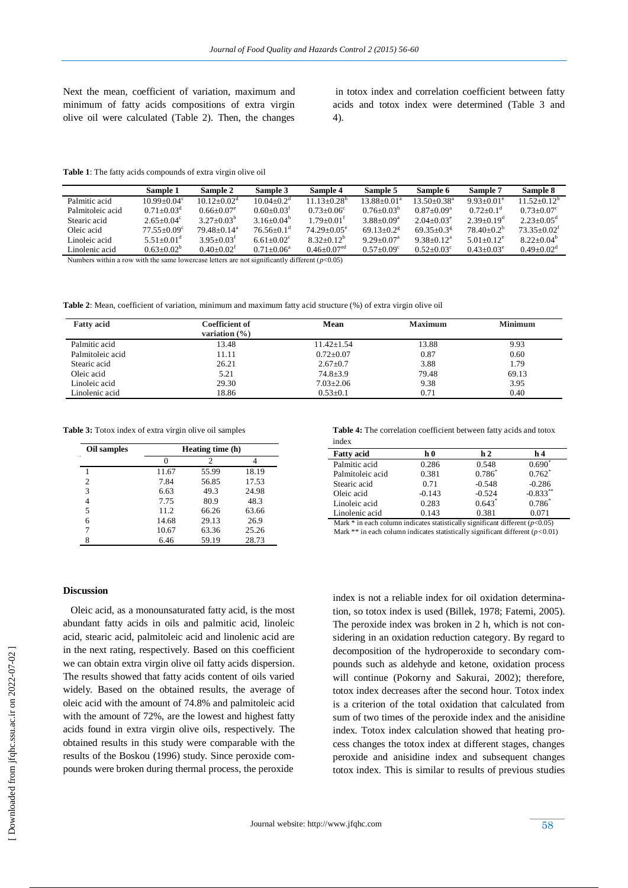Next the mean, coefficient of variation, maximum and minimum of fatty acids compositions of extra virgin olive oil were calculated (Table 2). Then, the changes in totox index and correlation coefficient between fatty acids and totox index were determined (Table 3 and 4).

**Table 1**: The fatty acids compounds of extra virgin olive oil

| | Sample 1 | Sample 2 | Sample 3 | Sample 4 | Sample 5 | Sample 6 | Sample 7 | Sample 8 |
|---|---|---|---|---|---|---|---|---|
| Palmitic acid | $10.99\pm0.04^{c}$ | $10.12\pm0.02^{d}$ | $10.04\pm0.2^{d}$ | $11.13\pm0.28^{b}$ | $13.88\pm0.01^{a}$ | $13.50\pm0.38^{a}$ | $9.93\pm0.01^{e}$ | $11.52\pm0.12^{b}$ |
| Palmitoleic acid | $0.71\pm0.03^{d}$ | $0.66\pm0.07^{e}$ | $0.60\pm0.03^{f}$ | $0.73\pm0.06^{c}$ | $0.76\pm0.03^{b}$ | $0.87\pm0.09^{a}$ | $0.72\pm0.1^{d}$ | $0.73\pm0.07^{c}$ |
| Stearic acid | $2.65\pm0.04^{c}$ | $3.27\pm0.03^{b}$ | $3.16\pm0.04^{b}$ | $1.79\pm0.01^{f}$ | $3.88\pm0.09^{a}$ | $2.04\pm0.03^{e}$ | $2.39\pm0.19^{d}$ | $2.23\pm0.05^{d}$ |
| Oleic acid | $77.55\pm0.09^{c}$ | $79.48\pm0.14^{a}$ | $76.56\pm0.1^{d}$ | $74.29\pm0.05^{e}$ | $69.13\pm0.2^{g}$ | $69.35\pm0.3^{g}$ | $78.40\pm0.2^{b}$ | $73.35\pm0.02^{f}$ |
| Linoleic acid | $5.51\pm0.01^{d}$ | $3.95\pm0.03^{f}$ | $6.61\pm0.02^{c}$ | $8.32\pm0.12^{b}$ | $9.29\pm0.07^{a}$ | $9.38\pm0.12^{a}$ | $5.01\pm0.12^{e}$ | $8.22\pm0.04^{b}$ |
| Linolenic acid | $0.63\pm0.02^{b}$ | $0.40\pm0.02^{f}$ | $0.71\pm0.06^{a}$ | $0.46\pm0.07^{ed}$ | $0.57\pm0.09^{c}$ | $0.52\pm0.03^{c}$ | $0.43\pm0.03^{e}$ | $0.49\pm0.02^{d}$ |

Numbers within a row with the same lowercase letters are not significantly different ($p<0.05$)

**Table 2**: Mean, coefficient of variation, minimum and maximum fatty acid structure (%) of extra virgin olive oil

| Fatty acid | Coefficient of variation (%) | Mean | Maximum | Minimum |
|---|---|---|---|---|
| Palmitic acid | 13.48 | 11.42±1.54 | 13.88 | 9.93 |
| Palmitoleic acid | 11.11 | 0.72±0.07 | 0.87 | 0.60 |
| Stearic acid | 26.21 | 2.67±0.7 | 3.88 | 1.79 |
| Oleic acid | 5.21 | 74.8±3.9 | 79.48 | 69.13 |
| Linoleic acid | 29.30 | 7.03±2.06 | 9.38 | 3.95 |
| Linolenic acid | 18.86 | 0.53±0.1 | 0.71 | 0.40 |

**Table 3:** Totox index of extra virgin olive oil samples

| Oil samples | Heating time (h) | | |
|---|---|---|---|
| | 0 | 2 | 4 |
| 1 | 11.67 | 55.99 | 18.19 |
| 2 | 7.84 | 56.85 | 17.53 |
| 3 | 6.63 | 49.3 | 24.98 |
| 4 | 7.75 | 80.9 | 48.3 |
| 5 | 11.2 | 66.26 | 63.66 |
| 6 | 14.68 | 29.13 | 26.9 |
| 7 | 10.67 | 63.36 | 25.26 |
| 8 | 6.46 | 59.19 | 28.73 |

**Table 4:** The correlation coefficient between fatty acids and totox index

| Fatty acid | h 0 | h 2 | h 4 |
|---|---|---|---|
| Palmitic acid | 0.286 | 0.548 | $0.690^{*}$ |
| Palmitoleic acid | 0.381 | $0.786^{*}$ | $0.762^{*}$ |
| Stearic acid | 0.71 | -0.548 | -0.286 |
| Oleic acid | -0.143 | -0.524 | $-0.833^{**}$ |
| Linoleic acid | 0.283 | $0.643^{*}$ | $0.786^{*}$ |
| Linolenic acid | 0.143 | 0.381 | 0.071 |

Mark * in each column indicates statistically significant different ($p<0.05$)
Mark ** in each column indicates statistically significant different ($p<0.01$)

## Discussion

Oleic acid, as a monounsaturated fatty acid, is the most abundant fatty acids in oils and palmitic acid, linoleic acid, stearic acid, palmitoleic acid and linolenic acid are in the next rating, respectively. Based on this coefficient we can obtain extra virgin olive oil fatty acids dispersion. The results showed that fatty acids content of oils varied widely. Based on the obtained results, the average of oleic acid with the amount of 74.8% and palmitoleic acid with the amount of 72%, are the lowest and highest fatty acids found in extra virgin olive oils, respectively. The obtained results in this study were comparable with the results of the Boskou (1996) study. Since peroxide compounds were broken during thermal process, the peroxide index is not a reliable index for oil oxidation determination, so totox index is used (Billek, 1978; Fatemi, 2005). The peroxide index was broken in 2 h, which is not considering in an oxidation reduction category. By regard to decomposition of the hydroperoxide to secondary compounds such as aldehyde and ketone, oxidation process will continue (Pokorny and Sakurai, 2002); therefore, totox index decreases after the second hour. Totox index is a criterion of the total oxidation that calculated from sum of two times of the peroxide index and the anisidine index. Totox index calculation showed that heating process changes the totox index at different stages, changes peroxide and anisidine index and subsequent changes totox index. This is similar to results of previous studies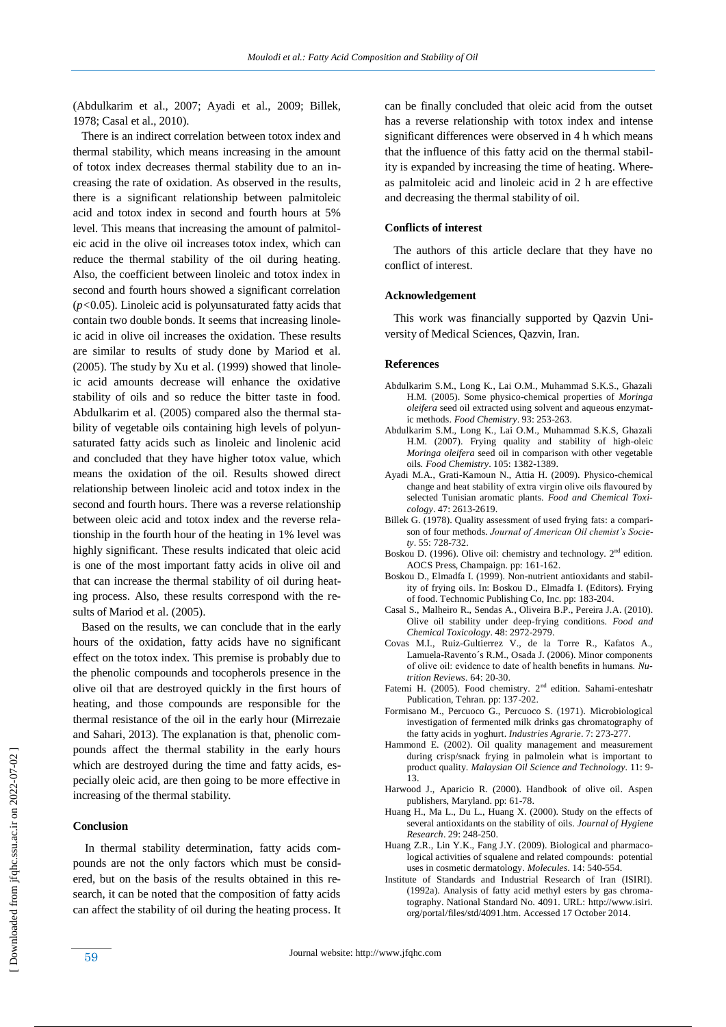(Abdulkarim et al., 2007; Ayadi et al., 2009; Billek, 1978; Casal et al., 2010).

There is an indirect correlation between totox index and thermal stability, which means increasing in the amount of totox index decreases thermal stability due to an increasing the rate of oxidation. As observed in the results, there is a significant relationship between palmitoleic acid and totox index in second and fourth hours at 5% level. This means that increasing the amount of palmitoleic acid in the olive oil increases totox index, which can reduce the thermal stability of the oil during heating. Also, the coefficient between linoleic and totox index in second and fourth hours showed a significant correlation ($p$<0.05). Linoleic acid is polyunsaturated fatty acids that contain two double bonds. It seems that increasing linoleic acid in olive oil increases the oxidation. These results are similar to results of study done by Mariod et al. (2005). The study by Xu et al. (1999) showed that linoleic acid amounts decrease will enhance the oxidative stability of oils and so reduce the bitter taste in food. Abdulkarim et al. (2005) compared also the thermal stability of vegetable oils containing high levels of polyunsaturated fatty acids such as linoleic and linolenic acid and concluded that they have higher totox value, which means the oxidation of the oil. Results showed direct relationship between linoleic acid and totox index in the second and fourth hours. There was a reverse relationship between oleic acid and totox index and the reverse relationship in the fourth hour of the heating in 1% level was highly significant. These results indicated that oleic acid is one of the most important fatty acids in olive oil and that can increase the thermal stability of oil during heating process. Also, these results correspond with the results of Mariod et al. (2005).

Based on the results, we can conclude that in the early hours of the oxidation, fatty acids have no significant effect on the totox index. This premise is probably due to the phenolic compounds and tocopherols presence in the olive oil that are destroyed quickly in the first hours of heating, and those compounds are responsible for the thermal resistance of the oil in the early hour (Mirrezaie and Sahari, 2013). The explanation is that, phenolic compounds affect the thermal stability in the early hours which are destroyed during the time and fatty acids, especially oleic acid, are then going to be more effective in increasing of the thermal stability.

## Conclusion

In thermal stability determination, fatty acids compounds are not the only factors which must be considered, but on the basis of the results obtained in this research, it can be noted that the composition of fatty acids can affect the stability of oil during the heating process. It can be finally concluded that oleic acid from the outset has a reverse relationship with totox index and intense significant differences were observed in 4 h which means that the influence of this fatty acid on the thermal stability is expanded by increasing the time of heating. Whereas palmitoleic acid and linoleic acid in 2 h are effective and decreasing the thermal stability of oil.

## Conflicts of interest

The authors of this article declare that they have no conflict of interest.

## Acknowledgement

This work was financially supported by Qazvin University of Medical Sciences, Qazvin, Iran.

## References

- Abdulkarim S.M., Long K., Lai O.M., Muhammad S.K.S., Ghazali H.M. (2005). Some physico-chemical properties of *Moringa oleifera* seed oil extracted using solvent and aqueous enzymatic methods. *Food Chemistry*. 93: 253-263.
- Abdulkarim S.M., Long K., Lai O.M., Muhammad S.K.S, Ghazali H.M. (2007). Frying quality and stability of high-oleic *Moringa oleifera* seed oil in comparison with other vegetable oils. *Food Chemistry*. 105: 1382-1389.
- Ayadi M.A., Grati-Kamoun N., Attia H. (2009). Physico-chemical change and heat stability of extra virgin olive oils flavoured by selected Tunisian aromatic plants. *Food and Chemical Toxicology*. 47: 2613-2619.
- Billek G. (1978). Quality assessment of used frying fats: a comparison of four methods. *Journal of American Oil chemist's Society*. 55: 728-732.
- Boskou D. (1996). Olive oil: chemistry and technology. 2nd edition. AOCS Press, Champaign. pp: 161-162.
- Boskou D., Elmadfa I. (1999). Non-nutrient antioxidants and stability of frying oils. In: Boskou D., Elmadfa I. (Editors). Frying of food. Technomic Publishing Co, Inc. pp: 183-204.
- Casal S., Malheiro R., Sendas A., Oliveira B.P., Pereira J.A. (2010). Olive oil stability under deep-frying conditions. *Food and Chemical Toxicology*. 48: 2972-2979.
- Covas M.I., Ruiz-Gultierrez V., de la Torre R., Kafatos A., Lamuela-Ravento´s R.M., Osada J. (2006). Minor components of olive oil: evidence to date of health benefits in humans. *Nutrition Reviews*. 64: 20-30.
- Fatemi H. (2005). Food chemistry. 2nd edition. Sahami-enteshatr Publication, Tehran. pp: 137-202.
- Formisano M., Percuoco G., Percuoco S. (1971). Microbiological investigation of fermented milk drinks gas chromatography of the fatty acids in yoghurt. *Industries Agrarie*. 7: 273-277.
- Hammond E. (2002). Oil quality management and measurement during crisp/snack frying in palmolein what is important to product quality. *Malaysian Oil Science and Technology*. 11: 9-13.
- Harwood J., Aparicio R. (2000). Handbook of olive oil. Aspen publishers, Maryland. pp: 61-78.
- Huang H., Ma L., Du L., Huang X. (2000). Study on the effects of several antioxidants on the stability of oils. *Journal of Hygiene Research*. 29: 248-250.
- Huang Z.R., Lin Y.K., Fang J.Y. (2009). Biological and pharmacological activities of squalene and related compounds: potential uses in cosmetic dermatology. *Molecules*. 14: 540-554.
- Institute of Standards and Industrial Research of Iran (ISIRI). (1992a). Analysis of fatty acid methyl esters by gas chromatography. National Standard No. 4091. URL: http://www.isiri.org/portal/files/std/4091.htm. Accessed 17 October 2014.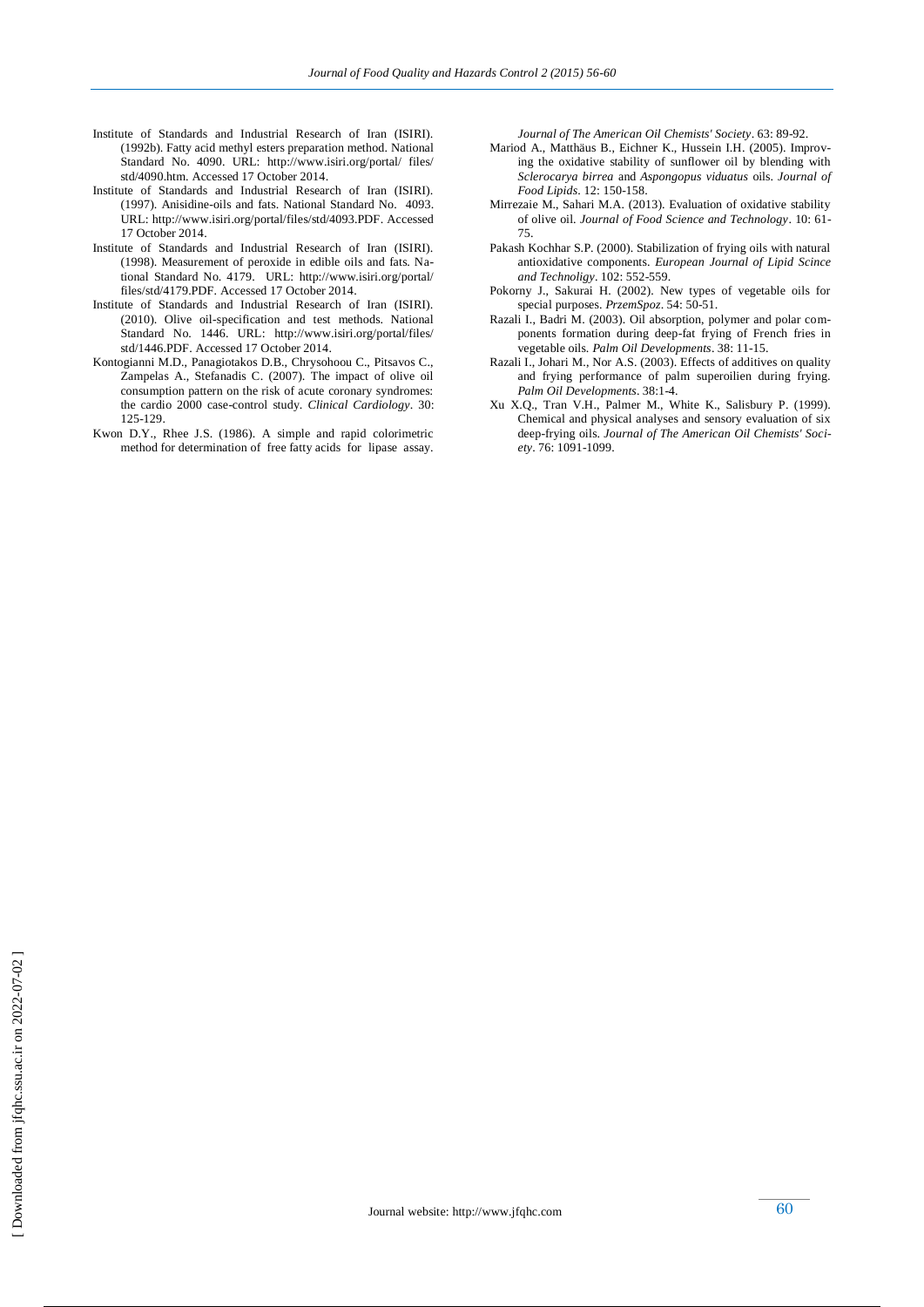Institute of Standards and Industrial Research of Iran (ISIRI). (1992b). Fatty acid methyl esters preparation method. National Standard No. 4090. URL: http://www.isiri.org/portal/ files/ std/4090.htm. Accessed 17 October 2014.

Institute of Standards and Industrial Research of Iran (ISIRI). (1997). Anisidine-oils and fats. National Standard No. 4093. URL: http://www.isiri.org/portal/files/std/4093.PDF. Accessed 17 October 2014.

Institute of Standards and Industrial Research of Iran (ISIRI). (1998). Measurement of peroxide in edible oils and fats. National Standard No. 4179. URL: http://www.isiri.org/portal/ files/std/4179.PDF. Accessed 17 October 2014.

Institute of Standards and Industrial Research of Iran (ISIRI). (2010). Olive oil-specification and test methods. National Standard No. 1446. URL: http://www.isiri.org/portal/files/ std/1446.PDF. Accessed 17 October 2014.

Kontogianni M.D., Panagiotakos D.B., Chrysohoou C., Pitsavos C., Zampelas A., Stefanadis C. (2007). The impact of olive oil consumption pattern on the risk of acute coronary syndromes: the cardio 2000 case-control study. *Clinical Cardiology*. 30: 125-129.

Kwon D.Y., Rhee J.S. (1986). A simple and rapid colorimetric method for determination of free fatty acids for lipase assay. *Journal of The American Oil Chemists' Society*. 63: 89-92.

Mariod A., Matthäus B., Eichner K., Hussein I.H. (2005). Improving the oxidative stability of sunflower oil by blending with *Sclerocarya birrea* and *Aspongopus viduatus* oils. *Journal of Food Lipids*. 12: 150-158.

Mirrezaie M., Sahari M.A. (2013). Evaluation of oxidative stability of olive oil. *Journal of Food Science and Technology*. 10: 61-75.

Pakash Kochhar S.P. (2000). Stabilization of frying oils with natural antioxidative components. *European Journal of Lipid Scince and Technoligy*. 102: 552-559.

Pokorny J., Sakurai H. (2002). New types of vegetable oils for special purposes. *PrzemSpoz*. 54: 50-51.

Razali I., Badri M. (2003). Oil absorption, polymer and polar components formation during deep-fat frying of French fries in vegetable oils. *Palm Oil Developments*. 38: 11-15.

Razali I., Johari M., Nor A.S. (2003). Effects of additives on quality and frying performance of palm superoilien during frying. *Palm Oil Developments*. 38:1-4.

Xu X.Q., Tran V.H., Palmer M., White K., Salisbury P. (1999). Chemical and physical analyses and sensory evaluation of six deep-frying oils. *Journal of The American Oil Chemists' Society*. 76: 1091-1099.